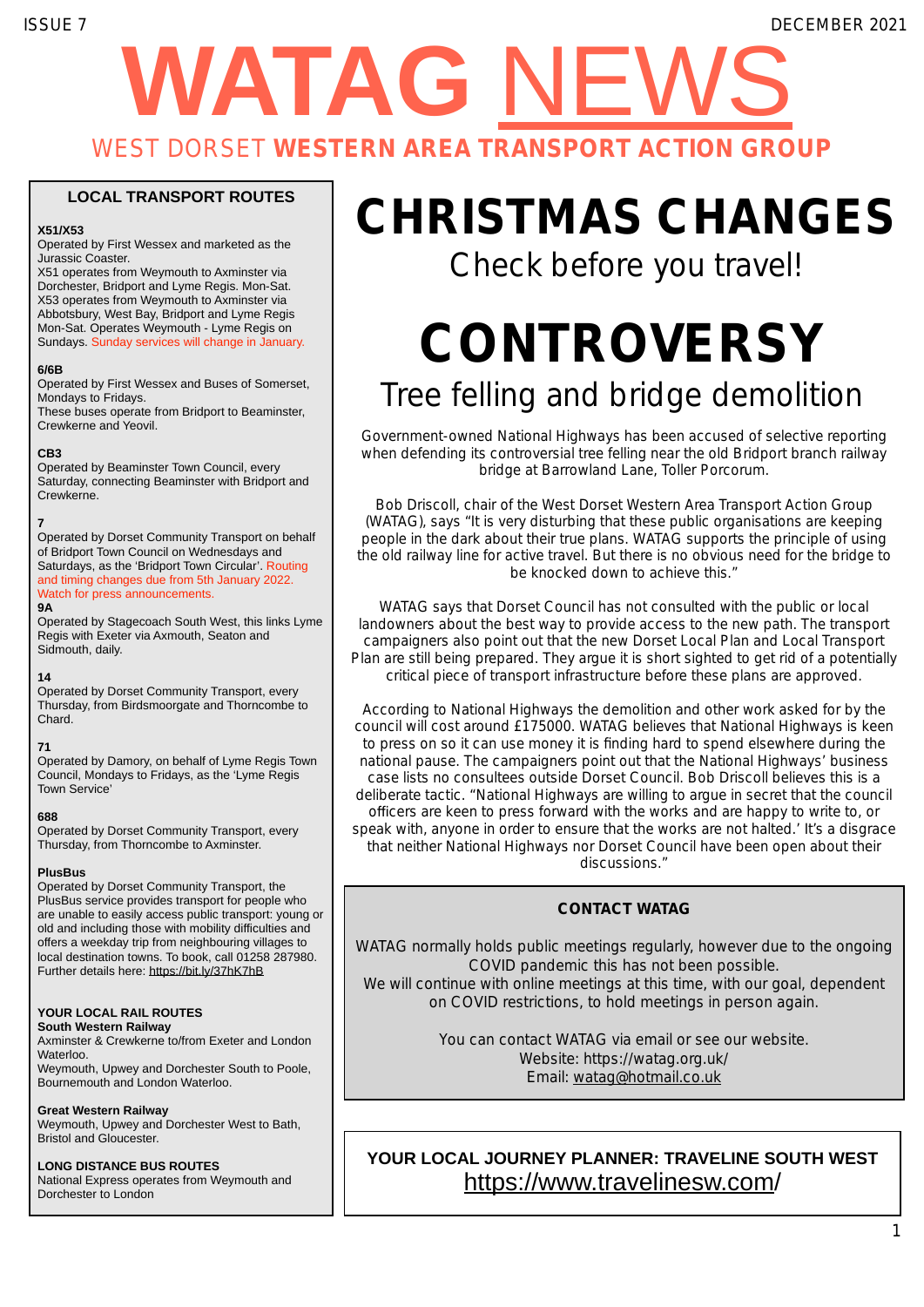ISSUE 7 DECEMBER 2021

# WATAG NEWS

## WEST DORSET **WESTERN AREA TRANSPORT ACTION GROUP**

# CHRISTMAS CHANGES

Check before you travel!

# CONTROVERSY

## Tree felling and bridge demolition

Government-owned National Highways has been accused of selective reporting when defending its controversial tree felling near the old Bridport branch railway bridge at Barrowland Lane, Toller Porcorum.

Bob Driscoll, chair of the West Dorset Western Area Transport Action Group (WATAG), says "It is very disturbing that these public organisations are keeping people in the dark about their true plans. WATAG supports the principle of using the old railway line for active travel. But there is no obvious need for the bridge to be knocked down to achieve this."

WATAG says that Dorset Council has not consulted with the public or local landowners about the best way to provide access to the new path. The transport campaigners also point out that the new Dorset Local Plan and Local Transport Plan are still being prepared. They argue it is short sighted to get rid of a potentially critical piece of transport infrastructure before these plans are approved.

According to National Highways the demolition and other work asked for by the council will cost around £175000. WATAG believes that National Highways is keen to press on so it can use money it is finding hard to spend elsewhere during the national pause. The campaigners point out that the National Highways' business case lists no consultees outside Dorset Council. Bob Driscoll believes this is a deliberate tactic. "National Highways are willing to argue in secret that the council officers are keen to press forward with the works and are happy to write to, or speak with, anyone in order to ensure that the works are not halted.' It's a disgrace that neither National Highways nor Dorset Council have been open about their discussions."

### LOCAL TRANSPORT ROUTES

**X51/X53**
Operated by First Wessex and marketed as the Jurassic Coaster.
X51 operates from Weymouth to Axminster via Dorchester, Bridport and Lyme Regis. Mon-Sat.
X53 operates from Weymouth to Axminster via Abbotsbury, West Bay, Bridport and Lyme Regis Mon-Sat. Operates Weymouth - Lyme Regis on Sundays. Sunday services will change in January.

**6/6B**
Operated by First Wessex and Buses of Somerset, Mondays to Fridays.
These buses operate from Bridport to Beaminster, Crewkerne and Yeovil.

**CB3**
Operated by Beaminster Town Council, every Saturday, connecting Beaminster with Bridport and Crewkerne.

**7**
Operated by Dorset Community Transport on behalf of Bridport Town Council on Wednesdays and Saturdays, as the 'Bridport Town Circular'. Routing and timing changes due from 5th January 2022. Watch for press announcements.

**9A**
Operated by Stagecoach South West, this links Lyme Regis with Exeter via Axmouth, Seaton and Sidmouth, daily.

**14**
Operated by Dorset Community Transport, every Thursday, from Birdsmoorgate and Thorncombe to Chard.

**71**
Operated by Damory, on behalf of Lyme Regis Town Council, Mondays to Fridays, as the 'Lyme Regis Town Service'

**688**
Operated by Dorset Community Transport, every Thursday, from Thorncombe to Axminster.

**PlusBus**
Operated by Dorset Community Transport, the PlusBus service provides transport for people who are unable to easily access public transport: young or old and including those with mobility difficulties and offers a weekday trip from neighbouring villages to local destination towns. To book, call 01258 287980. Further details here: https://bit.ly/37hK7hB

**YOUR LOCAL RAIL ROUTES**
**South Western Railway**
Axminster & Crewkerne to/from Exeter and London Waterloo.
Weymouth, Upwey and Dorchester South to Poole, Bournemouth and London Waterloo.

**Great Western Railway**
Weymouth, Upwey and Dorchester West to Bath, Bristol and Gloucester.

**LONG DISTANCE BUS ROUTES**
National Express operates from Weymouth and Dorchester to London

### CONTACT WATAG

WATAG normally holds public meetings regularly, however due to the ongoing COVID pandemic this has not been possible.
We will continue with online meetings at this time, with our goal, dependent on COVID restrictions, to hold meetings in person again.

You can contact WATAG via email or see our website.
Website: https://watag.org.uk/
Email: watag@hotmail.co.uk

**YOUR LOCAL JOURNEY PLANNER: TRAVELINE SOUTH WEST**
https://www.travelinesw.com/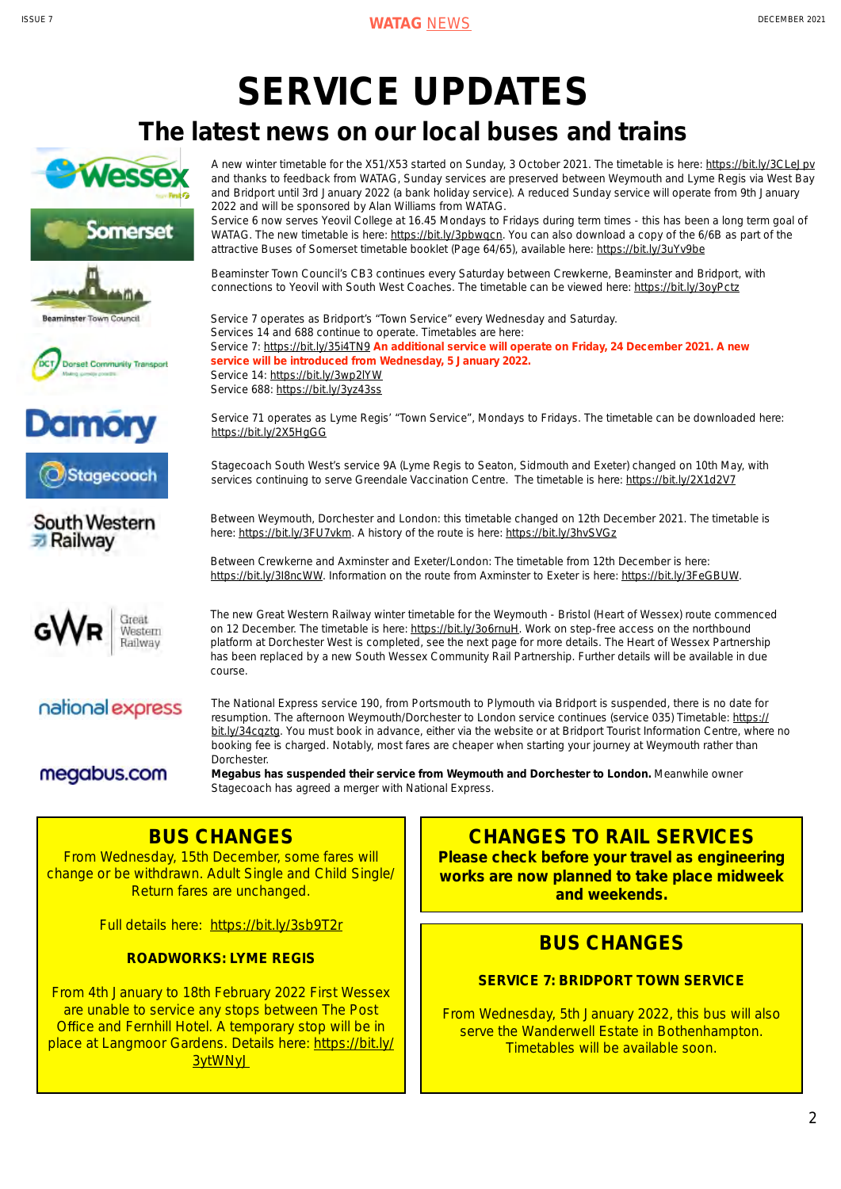# SERVICE UPDATES

## The latest news on our local buses and trains

A new winter timetable for the X51/X53 started on Sunday, 3 October 2021. The timetable is here: https://bit.ly/3CLeJpv and thanks to feedback from WATAG, Sunday services are preserved between Weymouth and Lyme Regis via West Bay and Bridport until 3rd January 2022 (a bank holiday service). A reduced Sunday service will operate from 9th January 2022 and will be sponsored by Alan Williams from WATAG.

Service 6 now serves Yeovil College at 16.45 Mondays to Fridays during term times - this has been a long term goal of WATAG. The new timetable is here: https://bit.ly/3pbwqcn. You can also download a copy of the 6/6B as part of the attractive Buses of Somerset timetable booklet (Page 64/65), available here: https://bit.ly/3uYv9be

Beaminster Town Council's CB3 continues every Saturday between Crewkerne, Beaminster and Bridport, with connections to Yeovil with South West Coaches. The timetable can be viewed here: https://bit.ly/3oyPctz

Service 7 operates as Bridport's "Town Service" every Wednesday and Saturday.
Services 14 and 688 continue to operate. Timetables are here:
Service 7: https://bit.ly/35i4TN9 **An additional service will operate on Friday, 24 December 2021. A new service will be introduced from Wednesday, 5 January 2022.**
Service 14: https://bit.ly/3wp2lYW
Service 688: https://bit.ly/3yz43ss

Service 71 operates as Lyme Regis' "Town Service", Mondays to Fridays. The timetable can be downloaded here: https://bit.ly/2X5HgGG

Stagecoach South West's service 9A (Lyme Regis to Seaton, Sidmouth and Exeter) changed on 10th May, with services continuing to serve Greendale Vaccination Centre. The timetable is here: https://bit.ly/2X1d2V7

Between Weymouth, Dorchester and London: this timetable changed on 12th December 2021. The timetable is here: https://bit.ly/3FU7vkm. A history of the route is here: https://bit.ly/3hvSVGz

Between Crewkerne and Axminster and Exeter/London: The timetable from 12th December is here: https://bit.ly/3I8ncWW. Information on the route from Axminster to Exeter is here: https://bit.ly/3FeGBUW.

The new Great Western Railway winter timetable for the Weymouth - Bristol (Heart of Wessex) route commenced on 12 December. The timetable is here: https://bit.ly/3o6rnuH. Work on step-free access on the northbound platform at Dorchester West is completed, see the next page for more details. The Heart of Wessex Partnership has been replaced by a new South Wessex Community Rail Partnership. Further details will be available in due course.

The National Express service 190, from Portsmouth to Plymouth via Bridport is suspended, there is no date for resumption. The afternoon Weymouth/Dorchester to London service continues (service 035) Timetable: https://bit.ly/34cqztg. You must book in advance, either via the website or at Bridport Tourist Information Centre, where no booking fee is charged. Notably, most fares are cheaper when starting your journey at Weymouth rather than Dorchester.

**Megabus has suspended their service from Weymouth and Dorchester to London.** Meanwhile owner Stagecoach has agreed a merger with National Express.

## BUS CHANGES

From Wednesday, 15th December, some fares will change or be withdrawn. Adult Single and Child Single/Return fares are unchanged.

Full details here: https://bit.ly/3sb9T2r

### ROADWORKS: LYME REGIS

From 4th January to 18th February 2022 First Wessex are unable to service any stops between The Post Office and Fernhill Hotel. A temporary stop will be in place at Langmoor Gardens. Details here: https://bit.ly/3ytWNyJ

## CHANGES TO RAIL SERVICES

**Please check before your travel as engineering works are now planned to take place midweek and weekends.**

## BUS CHANGES

### SERVICE 7: BRIDPORT TOWN SERVICE

From Wednesday, 5th January 2022, this bus will also serve the Wanderwell Estate in Bothenhampton. Timetables will be available soon.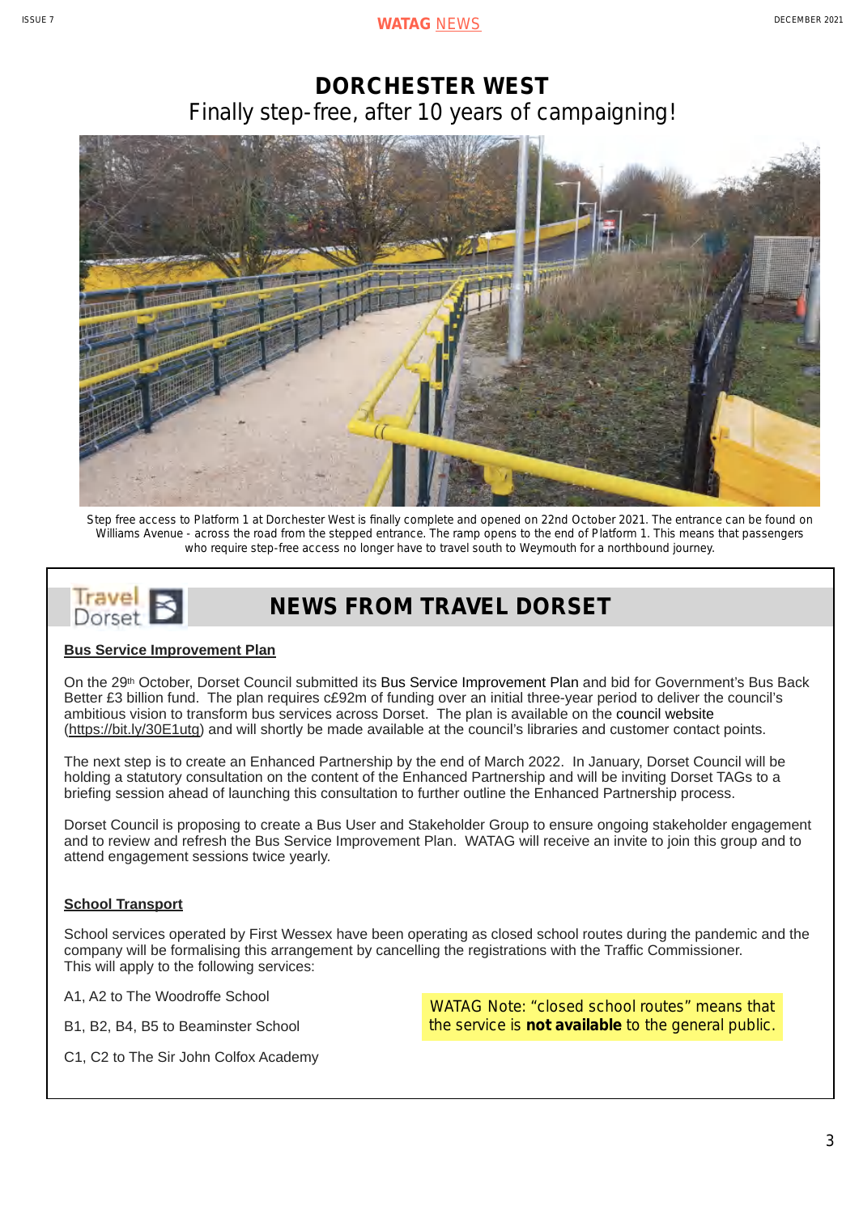# DORCHESTER WEST

Finally step-free, after 10 years of campaigning!

Step free access to Platform 1 at Dorchester West is finally complete and opened on 22nd October 2021. The entrance can be found on Williams Avenue - across the road from the stepped entrance. The ramp opens to the end of Platform 1. This means that passengers who require step-free access no longer have to travel south to Weymouth for a northbound journey.

## NEWS FROM TRAVEL DORSET

**Bus Service Improvement Plan**

On the 29th October, Dorset Council submitted its Bus Service Improvement Plan and bid for Government's Bus Back Better £3 billion fund. The plan requires c£92m of funding over an initial three-year period to deliver the council's ambitious vision to transform bus services across Dorset. The plan is available on the council website (https://bit.ly/30E1utg) and will shortly be made available at the council's libraries and customer contact points.

The next step is to create an Enhanced Partnership by the end of March 2022. In January, Dorset Council will be holding a statutory consultation on the content of the Enhanced Partnership and will be inviting Dorset TAGs to a briefing session ahead of launching this consultation to further outline the Enhanced Partnership process.

Dorset Council is proposing to create a Bus User and Stakeholder Group to ensure ongoing stakeholder engagement and to review and refresh the Bus Service Improvement Plan. WATAG will receive an invite to join this group and to attend engagement sessions twice yearly.

**School Transport**

School services operated by First Wessex have been operating as closed school routes during the pandemic and the company will be formalising this arrangement by cancelling the registrations with the Traffic Commissioner.
This will apply to the following services:

A1, A2 to The Woodroffe School

B1, B2, B4, B5 to Beaminster School

C1, C2 to The Sir John Colfox Academy

WATAG Note: "closed school routes" means that the service is **not available** to the general public.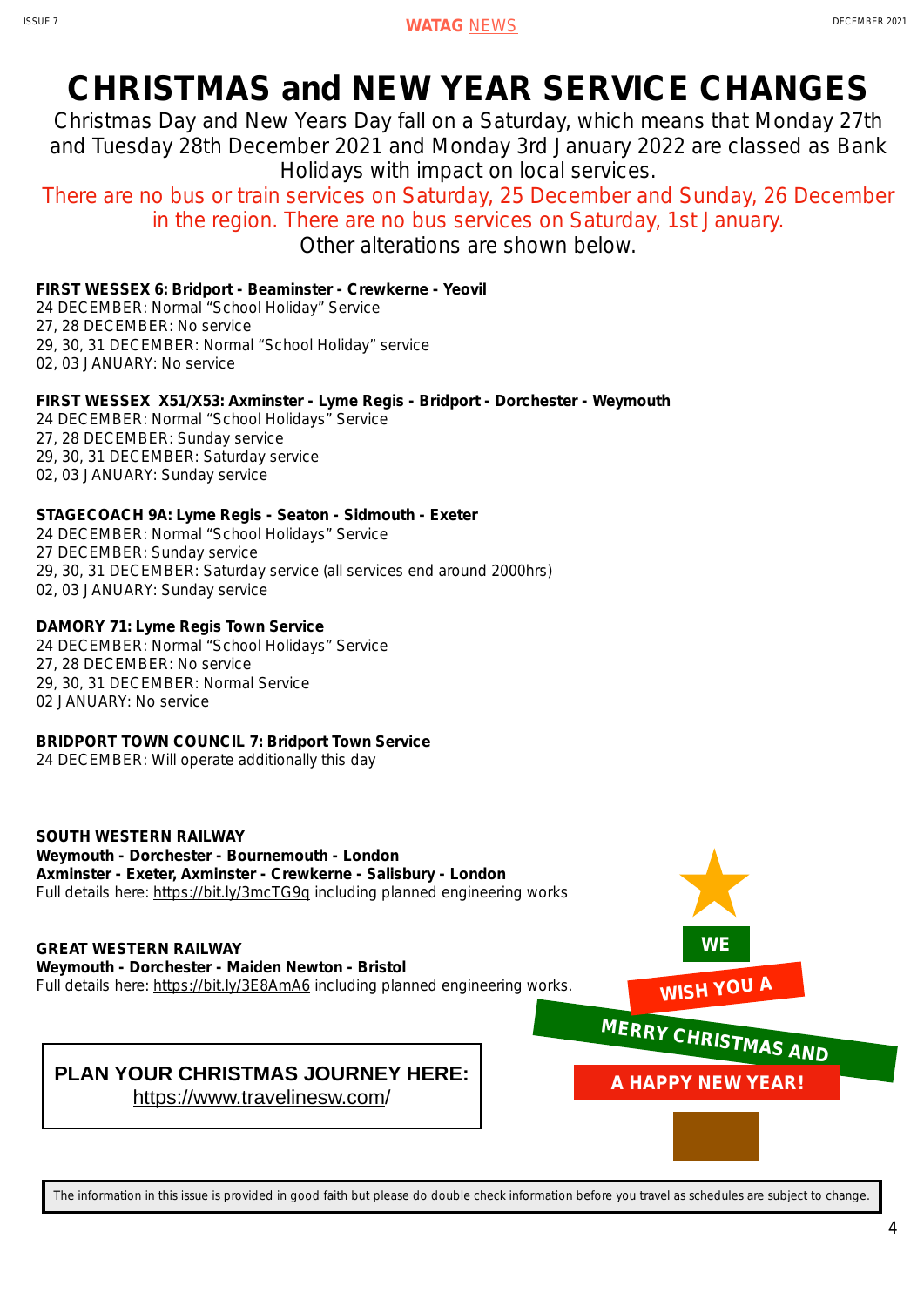# CHRISTMAS and NEW YEAR SERVICE CHANGES

Christmas Day and New Years Day fall on a Saturday, which means that Monday 27th and Tuesday 28th December 2021 and Monday 3rd January 2022 are classed as Bank Holidays with impact on local services.

There are no bus or train services on Saturday, 25 December and Sunday, 26 December in the region. There are no bus services on Saturday, 1st January.

Other alterations are shown below.

**FIRST WESSEX 6: Bridport - Beaminster - Crewkerne - Yeovil**
24 DECEMBER: Normal “School Holiday” Service
27, 28 DECEMBER: No service
29, 30, 31 DECEMBER: Normal “School Holiday” service
02, 03 JANUARY: No service

**FIRST WESSEX X51/X53: Axminster - Lyme Regis - Bridport - Dorchester - Weymouth**
24 DECEMBER: Normal “School Holidays” Service
27, 28 DECEMBER: Sunday service
29, 30, 31 DECEMBER: Saturday service
02, 03 JANUARY: Sunday service

**STAGECOACH 9A: Lyme Regis - Seaton - Sidmouth - Exeter**
24 DECEMBER: Normal “School Holidays” Service
27 DECEMBER: Sunday service
29, 30, 31 DECEMBER: Saturday service (all services end around 2000hrs)
02, 03 JANUARY: Sunday service

**DAMORY 71: Lyme Regis Town Service**
24 DECEMBER: Normal “School Holidays” Service
27, 28 DECEMBER: No service
29, 30, 31 DECEMBER: Normal Service
02 JANUARY: No service

**BRIDPORT TOWN COUNCIL 7: Bridport Town Service**
24 DECEMBER: Will operate additionally this day

**SOUTH WESTERN RAILWAY**
**Weymouth - Dorchester - Bournemouth - London**
**Axminster - Exeter, Axminster - Crewkerne - Salisbury - London**
Full details here: https://bit.ly/3mcTG9q including planned engineering works

**GREAT WESTERN RAILWAY**
**Weymouth - Dorchester - Maiden Newton - Bristol**
Full details here: https://bit.ly/3E8AmA6 including planned engineering works.

**PLAN YOUR CHRISTMAS JOURNEY HERE:**
https://www.travelinesw.com/

WE WISH YOU A MERRY CHRISTMAS AND A HAPPY NEW YEAR!

The information in this issue is provided in good faith but please do double check information before you travel as schedules are subject to change.